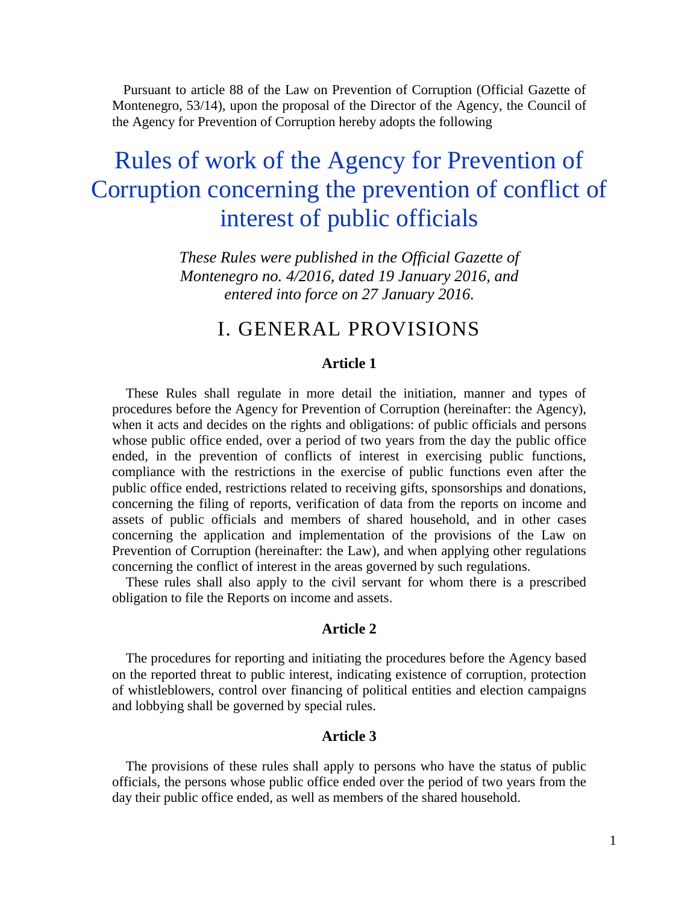Pursuant to article 88 of the Law on Prevention of Corruption (Official Gazette of Montenegro, 53/14), upon the proposal of the Director of the Agency, the Council of the Agency for Prevention of Corruption hereby adopts the following

# Rules of work of the Agency for Prevention of Corruption concerning the prevention of conflict of interest of public officials

*These Rules were published in the Official Gazette of Montenegro no. 4/2016, dated 19 January 2016, and entered into force on 27 January 2016.*

## I. GENERAL PROVISIONS

### Article 1

These Rules shall regulate in more detail the initiation, manner and types of procedures before the Agency for Prevention of Corruption (hereinafter: the Agency), when it acts and decides on the rights and obligations: of public officials and persons whose public office ended, over a period of two years from the day the public office ended, in the prevention of conflicts of interest in exercising public functions, compliance with the restrictions in the exercise of public functions even after the public office ended, restrictions related to receiving gifts, sponsorships and donations, concerning the filing of reports, verification of data from the reports on income and assets of public officials and members of shared household, and in other cases concerning the application and implementation of the provisions of the Law on Prevention of Corruption (hereinafter: the Law), and when applying other regulations concerning the conflict of interest in the areas governed by such regulations.

These rules shall also apply to the civil servant for whom there is a prescribed obligation to file the Reports on income and assets.

### Article 2

The procedures for reporting and initiating the procedures before the Agency based on the reported threat to public interest, indicating existence of corruption, protection of whistleblowers, control over financing of political entities and election campaigns and lobbying shall be governed by special rules.

### Article 3

The provisions of these rules shall apply to persons who have the status of public officials, the persons whose public office ended over the period of two years from the day their public office ended, as well as members of the shared household.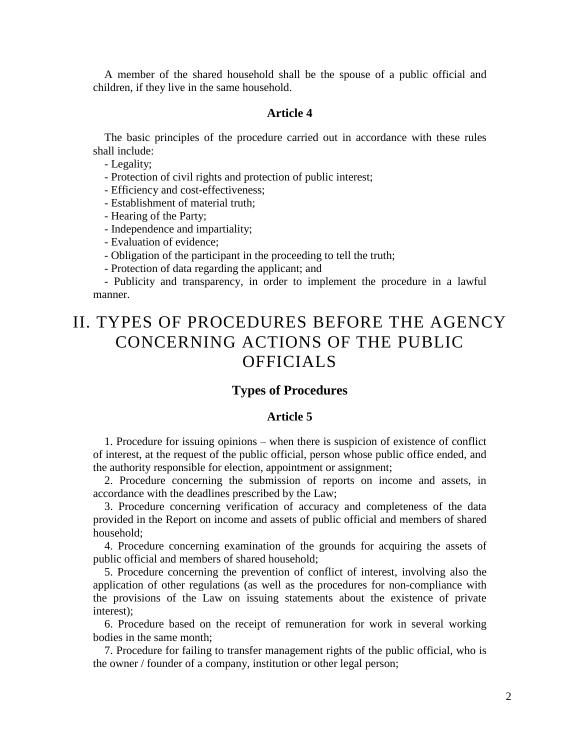A member of the shared household shall be the spouse of a public official and children, if they live in the same household.

### Article 4

The basic principles of the procedure carried out in accordance with these rules shall include:

- Legality;
- Protection of civil rights and protection of public interest;
- Efficiency and cost-effectiveness;
- Establishment of material truth;
- Hearing of the Party;
- Independence and impartiality;
- Evaluation of evidence;
- Obligation of the participant in the proceeding to tell the truth;
- Protection of data regarding the applicant; and
- Publicity and transparency, in order to implement the procedure in a lawful manner.

# II. TYPES OF PROCEDURES BEFORE THE AGENCY CONCERNING ACTIONS OF THE PUBLIC OFFICIALS

## Types of Procedures

### Article 5

1. Procedure for issuing opinions – when there is suspicion of existence of conflict of interest, at the request of the public official, person whose public office ended, and the authority responsible for election, appointment or assignment;

2. Procedure concerning the submission of reports on income and assets, in accordance with the deadlines prescribed by the Law;

3. Procedure concerning verification of accuracy and completeness of the data provided in the Report on income and assets of public official and members of shared household;

4. Procedure concerning examination of the grounds for acquiring the assets of public official and members of shared household;

5. Procedure concerning the prevention of conflict of interest, involving also the application of other regulations (as well as the procedures for non-compliance with the provisions of the Law on issuing statements about the existence of private interest);

6. Procedure based on the receipt of remuneration for work in several working bodies in the same month;

7. Procedure for failing to transfer management rights of the public official, who is the owner / founder of a company, institution or other legal person;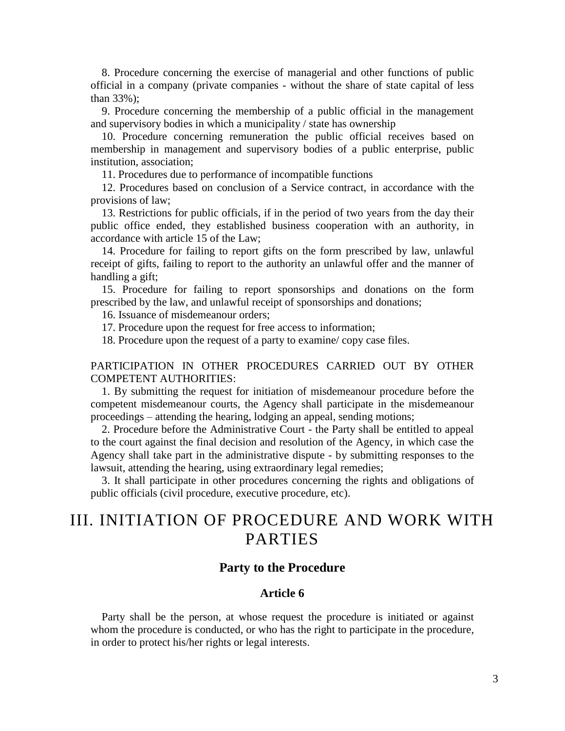8. Procedure concerning the exercise of managerial and other functions of public official in a company (private companies - without the share of state capital of less than 33%);

9. Procedure concerning the membership of a public official in the management and supervisory bodies in which a municipality / state has ownership

10. Procedure concerning remuneration the public official receives based on membership in management and supervisory bodies of a public enterprise, public institution, association;

11. Procedures due to performance of incompatible functions

12. Procedures based on conclusion of a Service contract, in accordance with the provisions of law;

13. Restrictions for public officials, if in the period of two years from the day their public office ended, they established business cooperation with an authority, in accordance with article 15 of the Law;

14. Procedure for failing to report gifts on the form prescribed by law, unlawful receipt of gifts, failing to report to the authority an unlawful offer and the manner of handling a gift;

15. Procedure for failing to report sponsorships and donations on the form prescribed by the law, and unlawful receipt of sponsorships and donations;

16. Issuance of misdemeanour orders;

17. Procedure upon the request for free access to information;

18. Procedure upon the request of a party to examine/ copy case files.

PARTICIPATION IN OTHER PROCEDURES CARRIED OUT BY OTHER COMPETENT AUTHORITIES:

1. By submitting the request for initiation of misdemeanour procedure before the competent misdemeanour courts, the Agency shall participate in the misdemeanour proceedings – attending the hearing, lodging an appeal, sending motions;

2. Procedure before the Administrative Court - the Party shall be entitled to appeal to the court against the final decision and resolution of the Agency, in which case the Agency shall take part in the administrative dispute - by submitting responses to the lawsuit, attending the hearing, using extraordinary legal remedies;

3. It shall participate in other procedures concerning the rights and obligations of public officials (civil procedure, executive procedure, etc).

# III. INITIATION OF PROCEDURE AND WORK WITH PARTIES

### Party to the Procedure

### Article 6

Party shall be the person, at whose request the procedure is initiated or against whom the procedure is conducted, or who has the right to participate in the procedure, in order to protect his/her rights or legal interests.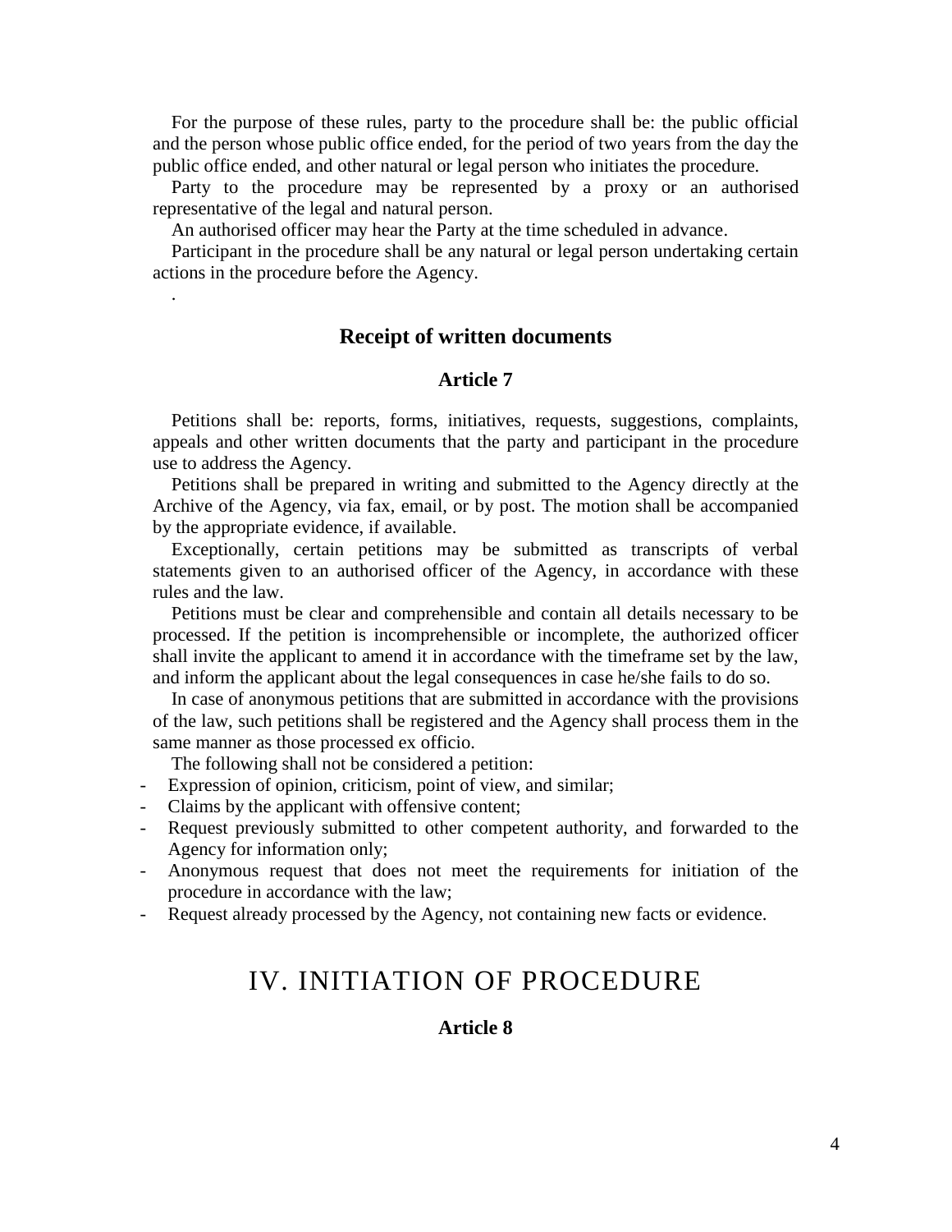For the purpose of these rules, party to the procedure shall be: the public official and the person whose public office ended, for the period of two years from the day the public office ended, and other natural or legal person who initiates the procedure.

Party to the procedure may be represented by a proxy or an authorised representative of the legal and natural person.

An authorised officer may hear the Party at the time scheduled in advance.

Participant in the procedure shall be any natural or legal person undertaking certain actions in the procedure before the Agency.

.

### Receipt of written documents

### Article 7

Petitions shall be: reports, forms, initiatives, requests, suggestions, complaints, appeals and other written documents that the party and participant in the procedure use to address the Agency.

Petitions shall be prepared in writing and submitted to the Agency directly at the Archive of the Agency, via fax, email, or by post. The motion shall be accompanied by the appropriate evidence, if available.

Exceptionally, certain petitions may be submitted as transcripts of verbal statements given to an authorised officer of the Agency, in accordance with these rules and the law.

Petitions must be clear and comprehensible and contain all details necessary to be processed. If the petition is incomprehensible or incomplete, the authorized officer shall invite the applicant to amend it in accordance with the timeframe set by the law, and inform the applicant about the legal consequences in case he/she fails to do so.

In case of anonymous petitions that are submitted in accordance with the provisions of the law, such petitions shall be registered and the Agency shall process them in the same manner as those processed ex officio.

The following shall not be considered a petition:

- Expression of opinion, criticism, point of view, and similar;
- Claims by the applicant with offensive content;
- Request previously submitted to other competent authority, and forwarded to the Agency for information only;
- Anonymous request that does not meet the requirements for initiation of the procedure in accordance with the law;
- Request already processed by the Agency, not containing new facts or evidence.

## IV. INITIATION OF PROCEDURE

### Article 8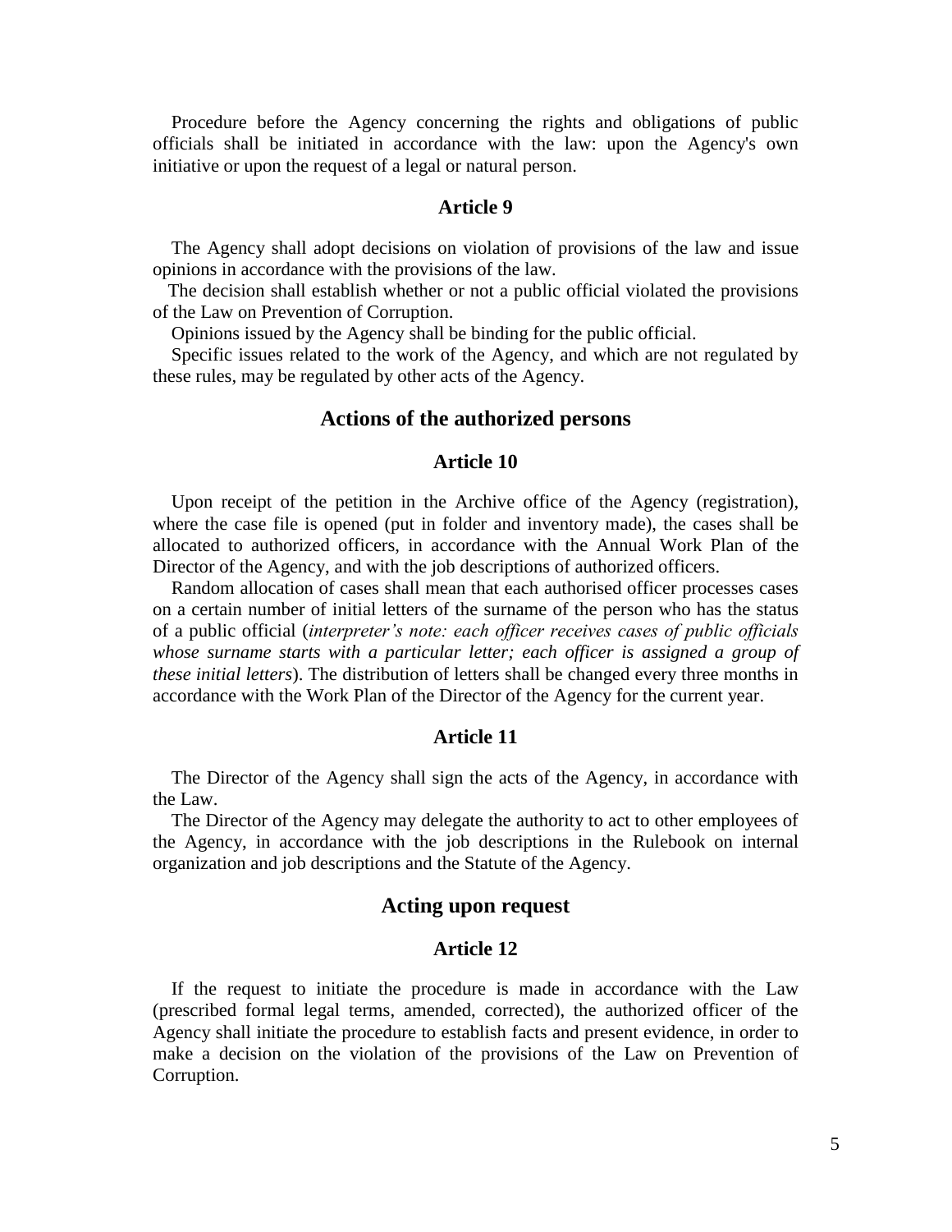Procedure before the Agency concerning the rights and obligations of public officials shall be initiated in accordance with the law: upon the Agency's own initiative or upon the request of a legal or natural person.

### Article 9

The Agency shall adopt decisions on violation of provisions of the law and issue opinions in accordance with the provisions of the law.

The decision shall establish whether or not a public official violated the provisions of the Law on Prevention of Corruption.

Opinions issued by the Agency shall be binding for the public official.

Specific issues related to the work of the Agency, and which are not regulated by these rules, may be regulated by other acts of the Agency.

## Actions of the authorized persons

### Article 10

Upon receipt of the petition in the Archive office of the Agency (registration), where the case file is opened (put in folder and inventory made), the cases shall be allocated to authorized officers, in accordance with the Annual Work Plan of the Director of the Agency, and with the job descriptions of authorized officers.

Random allocation of cases shall mean that each authorised officer processes cases on a certain number of initial letters of the surname of the person who has the status of a public official (*interpreter's note: each officer receives cases of public officials whose surname starts with a particular letter; each officer is assigned a group of these initial letters*). The distribution of letters shall be changed every three months in accordance with the Work Plan of the Director of the Agency for the current year.

### Article 11

The Director of the Agency shall sign the acts of the Agency, in accordance with the Law.

The Director of the Agency may delegate the authority to act to other employees of the Agency, in accordance with the job descriptions in the Rulebook on internal organization and job descriptions and the Statute of the Agency.

## Acting upon request

### Article 12

If the request to initiate the procedure is made in accordance with the Law (prescribed formal legal terms, amended, corrected), the authorized officer of the Agency shall initiate the procedure to establish facts and present evidence, in order to make a decision on the violation of the provisions of the Law on Prevention of Corruption.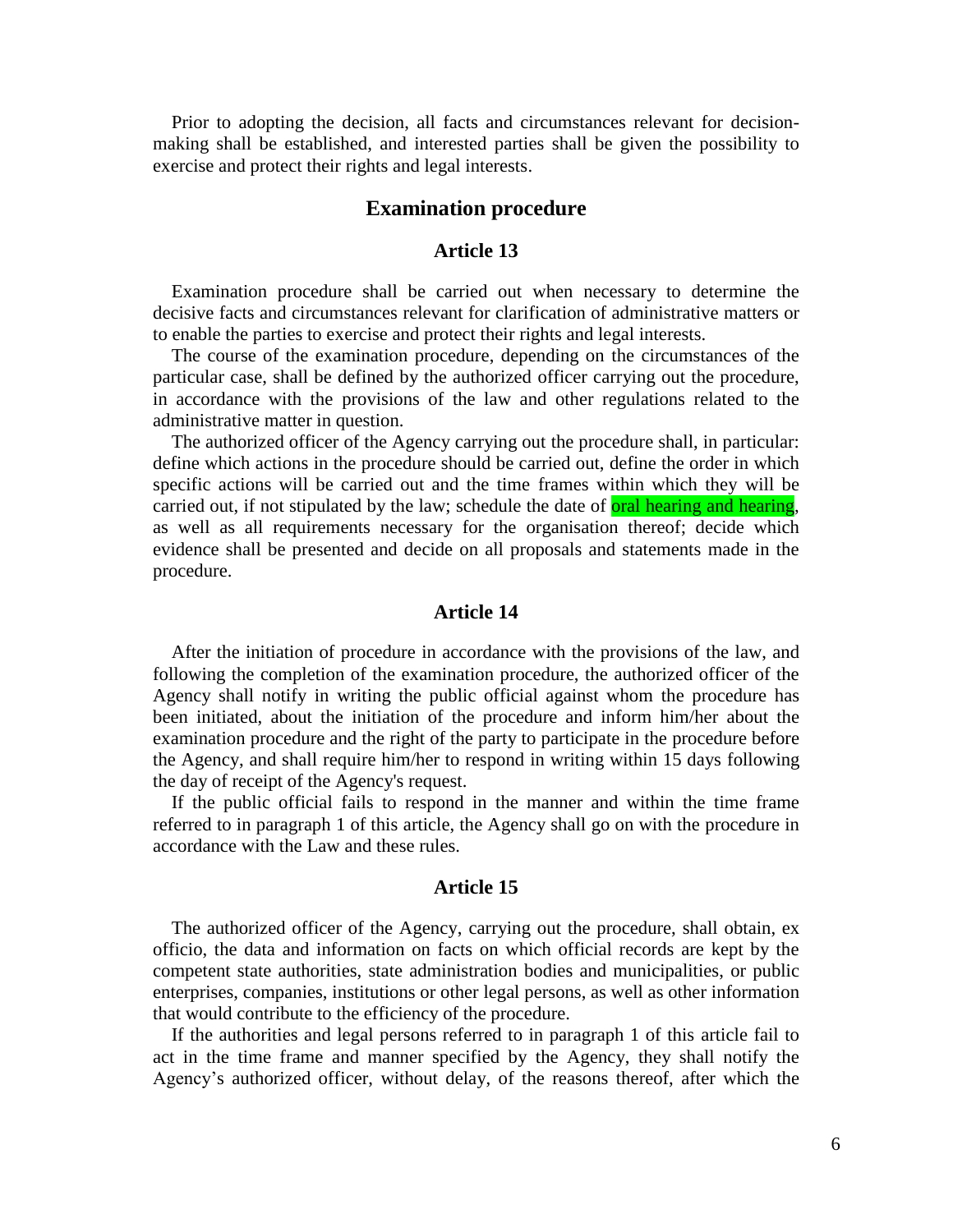Prior to adopting the decision, all facts and circumstances relevant for decision-making shall be established, and interested parties shall be given the possibility to exercise and protect their rights and legal interests.

## Examination procedure

### Article 13

Examination procedure shall be carried out when necessary to determine the decisive facts and circumstances relevant for clarification of administrative matters or to enable the parties to exercise and protect their rights and legal interests.

The course of the examination procedure, depending on the circumstances of the particular case, shall be defined by the authorized officer carrying out the procedure, in accordance with the provisions of the law and other regulations related to the administrative matter in question.

The authorized officer of the Agency carrying out the procedure shall, in particular: define which actions in the procedure should be carried out, define the order in which specific actions will be carried out and the time frames within which they will be carried out, if not stipulated by the law; schedule the date of oral hearing and hearing, as well as all requirements necessary for the organisation thereof; decide which evidence shall be presented and decide on all proposals and statements made in the procedure.

### Article 14

After the initiation of procedure in accordance with the provisions of the law, and following the completion of the examination procedure, the authorized officer of the Agency shall notify in writing the public official against whom the procedure has been initiated, about the initiation of the procedure and inform him/her about the examination procedure and the right of the party to participate in the procedure before the Agency, and shall require him/her to respond in writing within 15 days following the day of receipt of the Agency's request.

If the public official fails to respond in the manner and within the time frame referred to in paragraph 1 of this article, the Agency shall go on with the procedure in accordance with the Law and these rules.

### Article 15

The authorized officer of the Agency, carrying out the procedure, shall obtain, ex officio, the data and information on facts on which official records are kept by the competent state authorities, state administration bodies and municipalities, or public enterprises, companies, institutions or other legal persons, as well as other information that would contribute to the efficiency of the procedure.

If the authorities and legal persons referred to in paragraph 1 of this article fail to act in the time frame and manner specified by the Agency, they shall notify the Agency's authorized officer, without delay, of the reasons thereof, after which the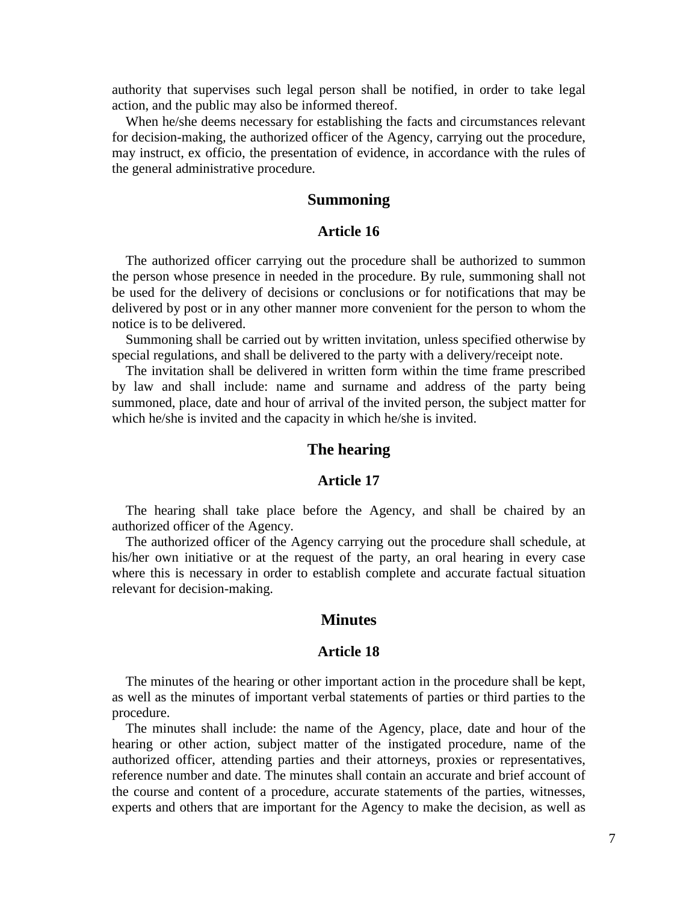authority that supervises such legal person shall be notified, in order to take legal action, and the public may also be informed thereof.

When he/she deems necessary for establishing the facts and circumstances relevant for decision-making, the authorized officer of the Agency, carrying out the procedure, may instruct, ex officio, the presentation of evidence, in accordance with the rules of the general administrative procedure.

## Summoning

### Article 16

The authorized officer carrying out the procedure shall be authorized to summon the person whose presence in needed in the procedure. By rule, summoning shall not be used for the delivery of decisions or conclusions or for notifications that may be delivered by post or in any other manner more convenient for the person to whom the notice is to be delivered.

Summoning shall be carried out by written invitation, unless specified otherwise by special regulations, and shall be delivered to the party with a delivery/receipt note.

The invitation shall be delivered in written form within the time frame prescribed by law and shall include: name and surname and address of the party being summoned, place, date and hour of arrival of the invited person, the subject matter for which he/she is invited and the capacity in which he/she is invited.

## The hearing

### Article 17

The hearing shall take place before the Agency, and shall be chaired by an authorized officer of the Agency.

The authorized officer of the Agency carrying out the procedure shall schedule, at his/her own initiative or at the request of the party, an oral hearing in every case where this is necessary in order to establish complete and accurate factual situation relevant for decision-making.

## Minutes

### Article 18

The minutes of the hearing or other important action in the procedure shall be kept, as well as the minutes of important verbal statements of parties or third parties to the procedure.

The minutes shall include: the name of the Agency, place, date and hour of the hearing or other action, subject matter of the instigated procedure, name of the authorized officer, attending parties and their attorneys, proxies or representatives, reference number and date. The minutes shall contain an accurate and brief account of the course and content of a procedure, accurate statements of the parties, witnesses, experts and others that are important for the Agency to make the decision, as well as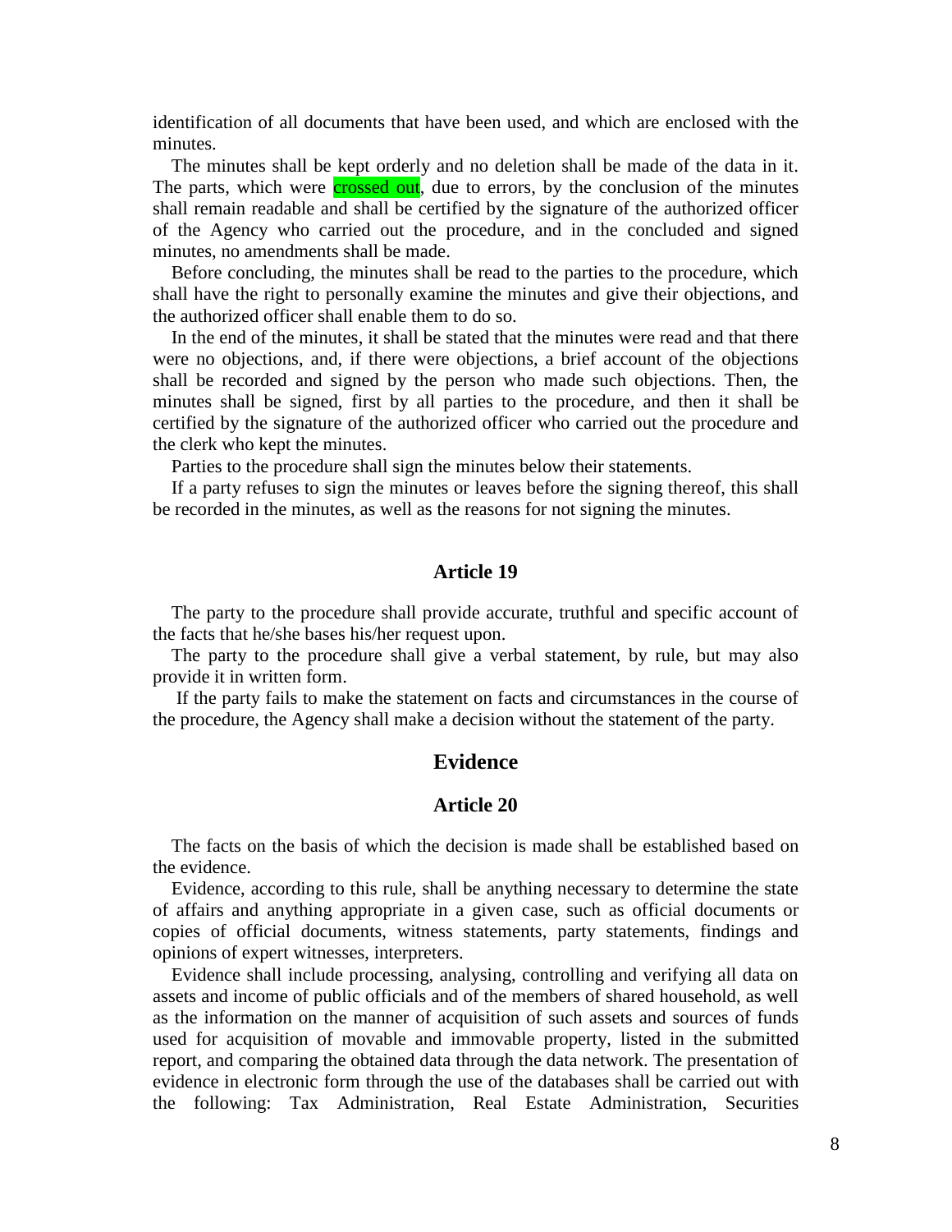identification of all documents that have been used, and which are enclosed with the minutes.

The minutes shall be kept orderly and no deletion shall be made of the data in it. The parts, which were crossed out, due to errors, by the conclusion of the minutes shall remain readable and shall be certified by the signature of the authorized officer of the Agency who carried out the procedure, and in the concluded and signed minutes, no amendments shall be made.

Before concluding, the minutes shall be read to the parties to the procedure, which shall have the right to personally examine the minutes and give their objections, and the authorized officer shall enable them to do so.

In the end of the minutes, it shall be stated that the minutes were read and that there were no objections, and, if there were objections, a brief account of the objections shall be recorded and signed by the person who made such objections. Then, the minutes shall be signed, first by all parties to the procedure, and then it shall be certified by the signature of the authorized officer who carried out the procedure and the clerk who kept the minutes.

Parties to the procedure shall sign the minutes below their statements.

If a party refuses to sign the minutes or leaves before the signing thereof, this shall be recorded in the minutes, as well as the reasons for not signing the minutes.

### Article 19

The party to the procedure shall provide accurate, truthful and specific account of the facts that he/she bases his/her request upon.

The party to the procedure shall give a verbal statement, by rule, but may also provide it in written form.

If the party fails to make the statement on facts and circumstances in the course of the procedure, the Agency shall make a decision without the statement of the party.

## Evidence

### Article 20

The facts on the basis of which the decision is made shall be established based on the evidence.

Evidence, according to this rule, shall be anything necessary to determine the state of affairs and anything appropriate in a given case, such as official documents or copies of official documents, witness statements, party statements, findings and opinions of expert witnesses, interpreters.

Evidence shall include processing, analysing, controlling and verifying all data on assets and income of public officials and of the members of shared household, as well as the information on the manner of acquisition of such assets and sources of funds used for acquisition of movable and immovable property, listed in the submitted report, and comparing the obtained data through the data network. The presentation of evidence in electronic form through the use of the databases shall be carried out with the following: Tax Administration, Real Estate Administration, Securities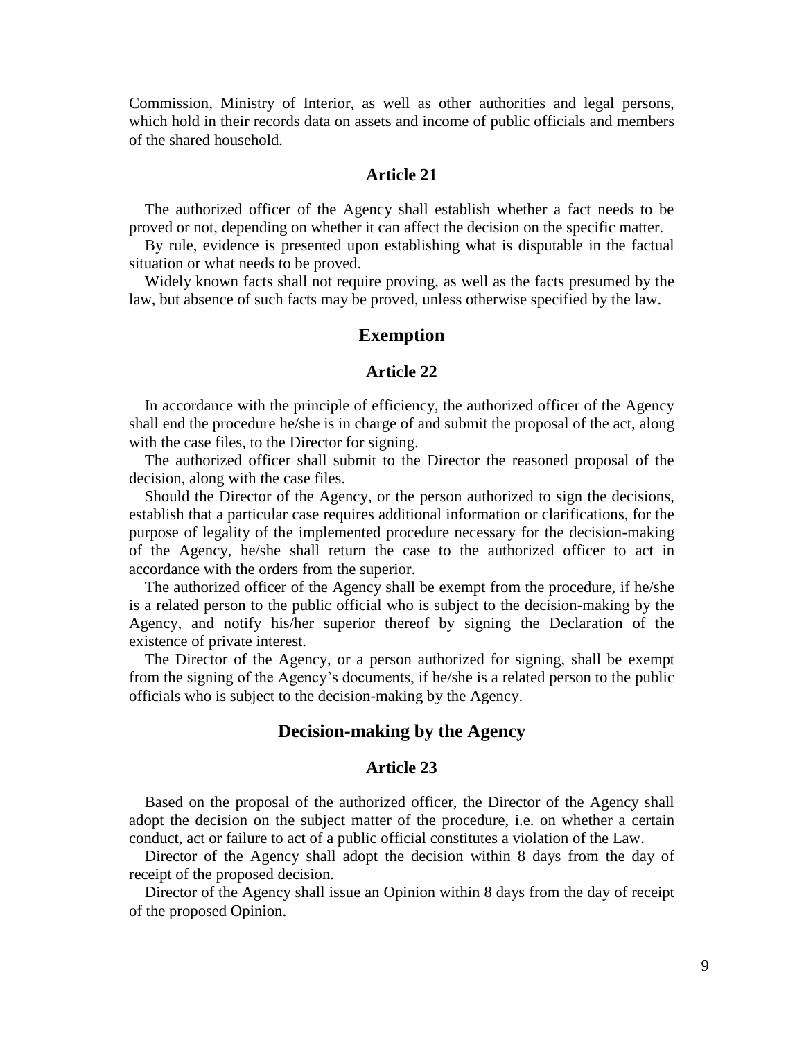Commission, Ministry of Interior, as well as other authorities and legal persons, which hold in their records data on assets and income of public officials and members of the shared household.

### Article 21

The authorized officer of the Agency shall establish whether a fact needs to be proved or not, depending on whether it can affect the decision on the specific matter.

By rule, evidence is presented upon establishing what is disputable in the factual situation or what needs to be proved.

Widely known facts shall not require proving, as well as the facts presumed by the law, but absence of such facts may be proved, unless otherwise specified by the law.

## Exemption

### Article 22

In accordance with the principle of efficiency, the authorized officer of the Agency shall end the procedure he/she is in charge of and submit the proposal of the act, along with the case files, to the Director for signing.

The authorized officer shall submit to the Director the reasoned proposal of the decision, along with the case files.

Should the Director of the Agency, or the person authorized to sign the decisions, establish that a particular case requires additional information or clarifications, for the purpose of legality of the implemented procedure necessary for the decision-making of the Agency, he/she shall return the case to the authorized officer to act in accordance with the orders from the superior.

The authorized officer of the Agency shall be exempt from the procedure, if he/she is a related person to the public official who is subject to the decision-making by the Agency, and notify his/her superior thereof by signing the Declaration of the existence of private interest.

The Director of the Agency, or a person authorized for signing, shall be exempt from the signing of the Agency's documents, if he/she is a related person to the public officials who is subject to the decision-making by the Agency.

## Decision-making by the Agency

### Article 23

Based on the proposal of the authorized officer, the Director of the Agency shall adopt the decision on the subject matter of the procedure, i.e. on whether a certain conduct, act or failure to act of a public official constitutes a violation of the Law.

Director of the Agency shall adopt the decision within 8 days from the day of receipt of the proposed decision.

Director of the Agency shall issue an Opinion within 8 days from the day of receipt of the proposed Opinion.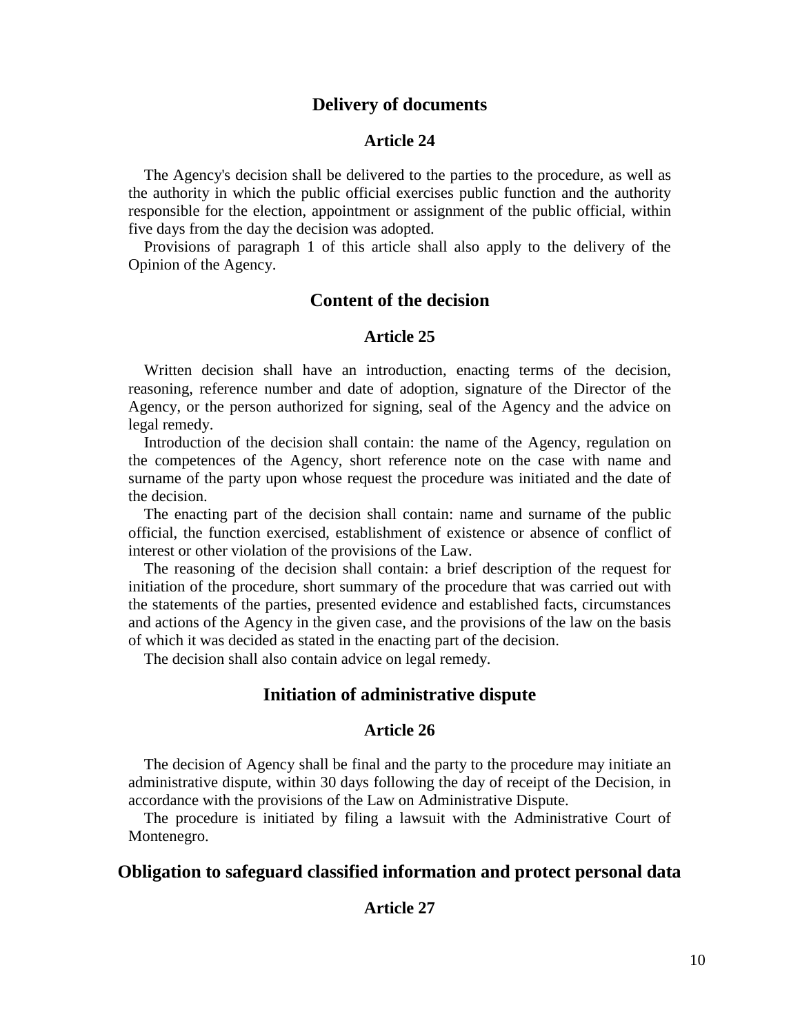## Delivery of documents

### Article 24

The Agency's decision shall be delivered to the parties to the procedure, as well as the authority in which the public official exercises public function and the authority responsible for the election, appointment or assignment of the public official, within five days from the day the decision was adopted.

Provisions of paragraph 1 of this article shall also apply to the delivery of the Opinion of the Agency.

## Content of the decision

### Article 25

Written decision shall have an introduction, enacting terms of the decision, reasoning, reference number and date of adoption, signature of the Director of the Agency, or the person authorized for signing, seal of the Agency and the advice on legal remedy.

Introduction of the decision shall contain: the name of the Agency, regulation on the competences of the Agency, short reference note on the case with name and surname of the party upon whose request the procedure was initiated and the date of the decision.

The enacting part of the decision shall contain: name and surname of the public official, the function exercised, establishment of existence or absence of conflict of interest or other violation of the provisions of the Law.

The reasoning of the decision shall contain: a brief description of the request for initiation of the procedure, short summary of the procedure that was carried out with the statements of the parties, presented evidence and established facts, circumstances and actions of the Agency in the given case, and the provisions of the law on the basis of which it was decided as stated in the enacting part of the decision.

The decision shall also contain advice on legal remedy.

## Initiation of administrative dispute

### Article 26

The decision of Agency shall be final and the party to the procedure may initiate an administrative dispute, within 30 days following the day of receipt of the Decision, in accordance with the provisions of the Law on Administrative Dispute.

The procedure is initiated by filing a lawsuit with the Administrative Court of Montenegro.

## Obligation to safeguard classified information and protect personal data

### Article 27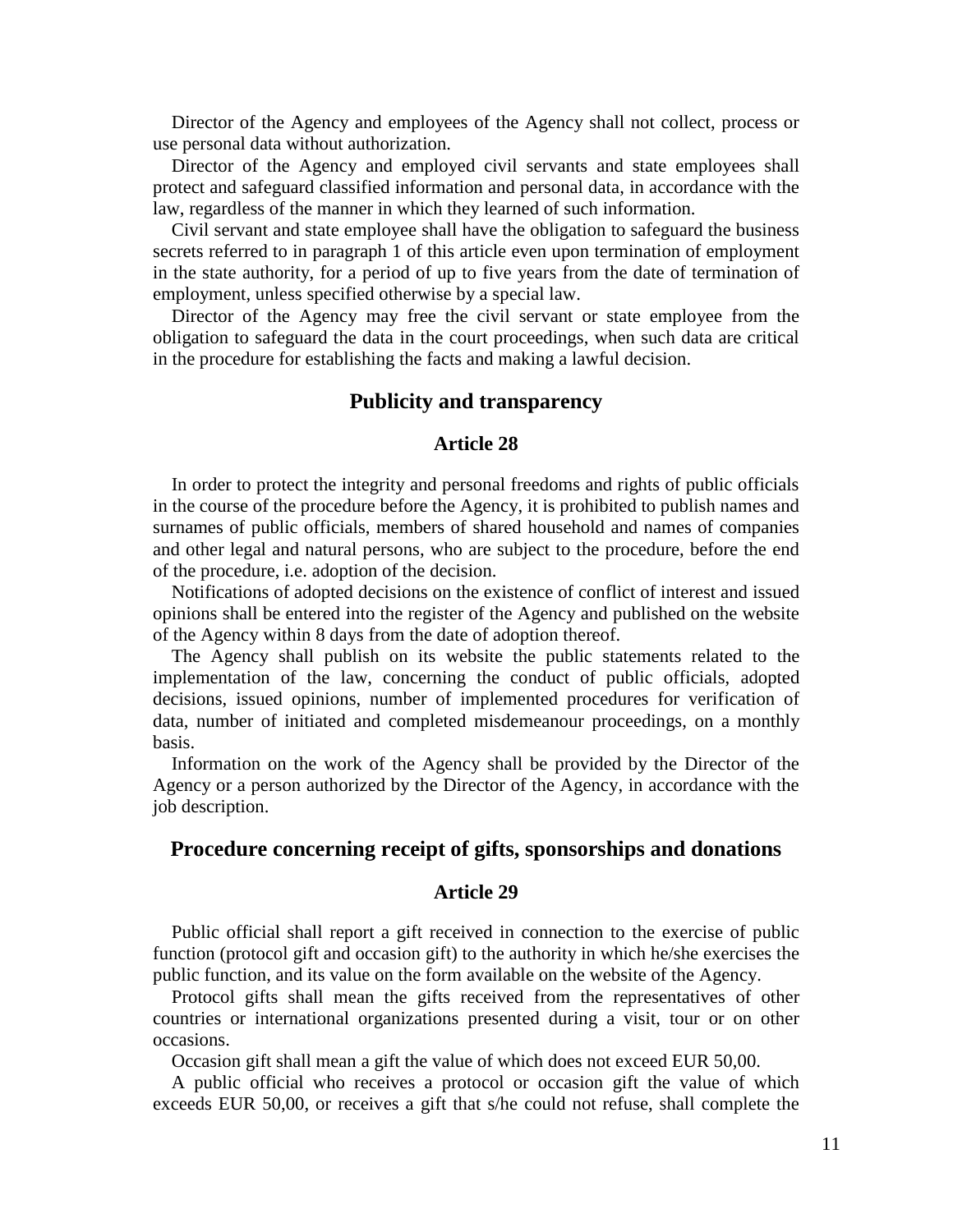Director of the Agency and employees of the Agency shall not collect, process or use personal data without authorization.

Director of the Agency and employed civil servants and state employees shall protect and safeguard classified information and personal data, in accordance with the law, regardless of the manner in which they learned of such information.

Civil servant and state employee shall have the obligation to safeguard the business secrets referred to in paragraph 1 of this article even upon termination of employment in the state authority, for a period of up to five years from the date of termination of employment, unless specified otherwise by a special law.

Director of the Agency may free the civil servant or state employee from the obligation to safeguard the data in the court proceedings, when such data are critical in the procedure for establishing the facts and making a lawful decision.

## Publicity and transparency

### Article 28

In order to protect the integrity and personal freedoms and rights of public officials in the course of the procedure before the Agency, it is prohibited to publish names and surnames of public officials, members of shared household and names of companies and other legal and natural persons, who are subject to the procedure, before the end of the procedure, i.e. adoption of the decision.

Notifications of adopted decisions on the existence of conflict of interest and issued opinions shall be entered into the register of the Agency and published on the website of the Agency within 8 days from the date of adoption thereof.

The Agency shall publish on its website the public statements related to the implementation of the law, concerning the conduct of public officials, adopted decisions, issued opinions, number of implemented procedures for verification of data, number of initiated and completed misdemeanour proceedings, on a monthly basis.

Information on the work of the Agency shall be provided by the Director of the Agency or a person authorized by the Director of the Agency, in accordance with the job description.

## Procedure concerning receipt of gifts, sponsorships and donations

### Article 29

Public official shall report a gift received in connection to the exercise of public function (protocol gift and occasion gift) to the authority in which he/she exercises the public function, and its value on the form available on the website of the Agency.

Protocol gifts shall mean the gifts received from the representatives of other countries or international organizations presented during a visit, tour or on other occasions.

Occasion gift shall mean a gift the value of which does not exceed EUR 50,00.

A public official who receives a protocol or occasion gift the value of which exceeds EUR 50,00, or receives a gift that s/he could not refuse, shall complete the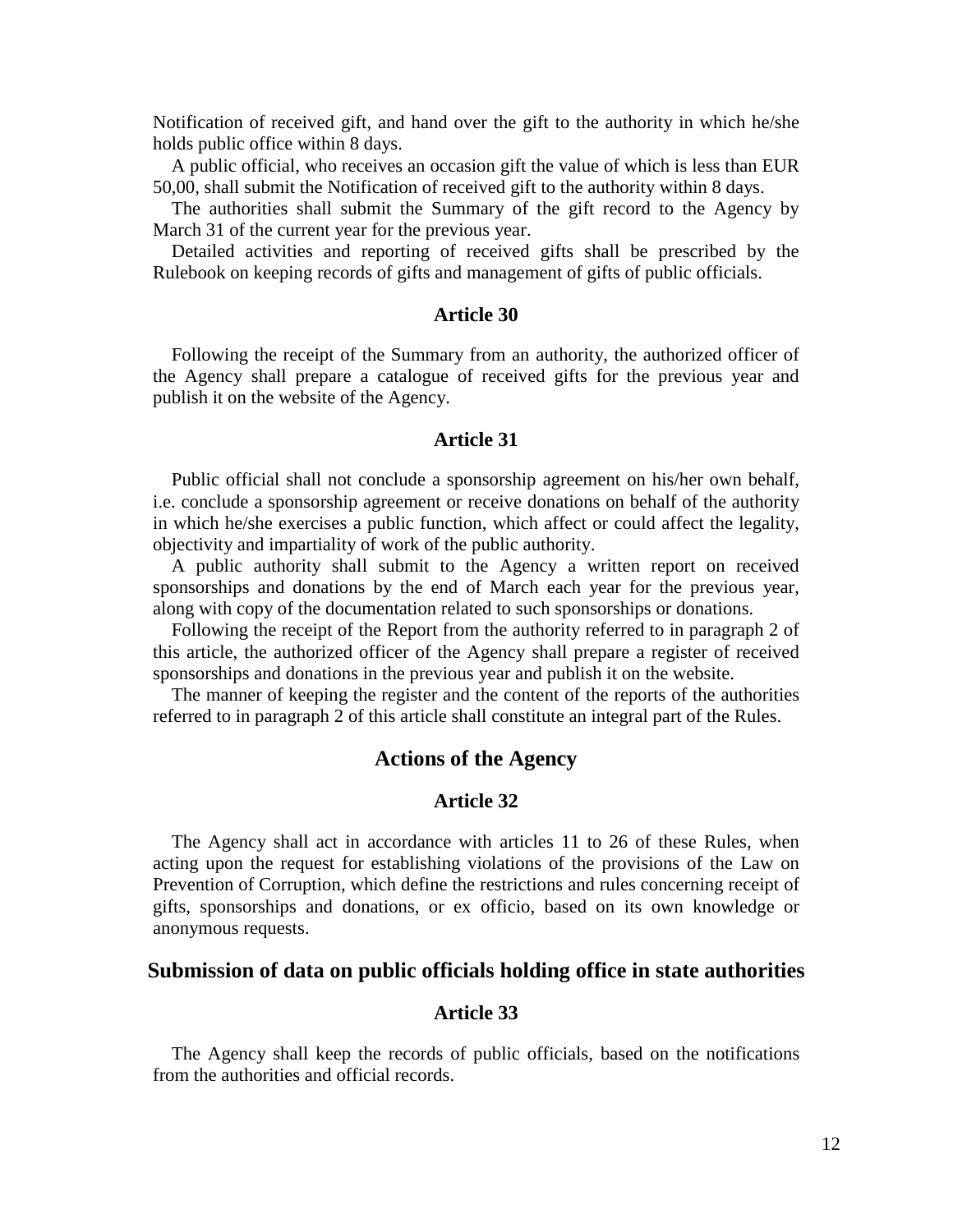Notification of received gift, and hand over the gift to the authority in which he/she holds public office within 8 days.

A public official, who receives an occasion gift the value of which is less than EUR 50,00, shall submit the Notification of received gift to the authority within 8 days.

The authorities shall submit the Summary of the gift record to the Agency by March 31 of the current year for the previous year.

Detailed activities and reporting of received gifts shall be prescribed by the Rulebook on keeping records of gifts and management of gifts of public officials.

### Article 30

Following the receipt of the Summary from an authority, the authorized officer of the Agency shall prepare a catalogue of received gifts for the previous year and publish it on the website of the Agency.

### Article 31

Public official shall not conclude a sponsorship agreement on his/her own behalf, i.e. conclude a sponsorship agreement or receive donations on behalf of the authority in which he/she exercises a public function, which affect or could affect the legality, objectivity and impartiality of work of the public authority.

A public authority shall submit to the Agency a written report on received sponsorships and donations by the end of March each year for the previous year, along with copy of the documentation related to such sponsorships or donations.

Following the receipt of the Report from the authority referred to in paragraph 2 of this article, the authorized officer of the Agency shall prepare a register of received sponsorships and donations in the previous year and publish it on the website.

The manner of keeping the register and the content of the reports of the authorities referred to in paragraph 2 of this article shall constitute an integral part of the Rules.

## Actions of the Agency

### Article 32

The Agency shall act in accordance with articles 11 to 26 of these Rules, when acting upon the request for establishing violations of the provisions of the Law on Prevention of Corruption, which define the restrictions and rules concerning receipt of gifts, sponsorships and donations, or ex officio, based on its own knowledge or anonymous requests.

## Submission of data on public officials holding office in state authorities

### Article 33

The Agency shall keep the records of public officials, based on the notifications from the authorities and official records.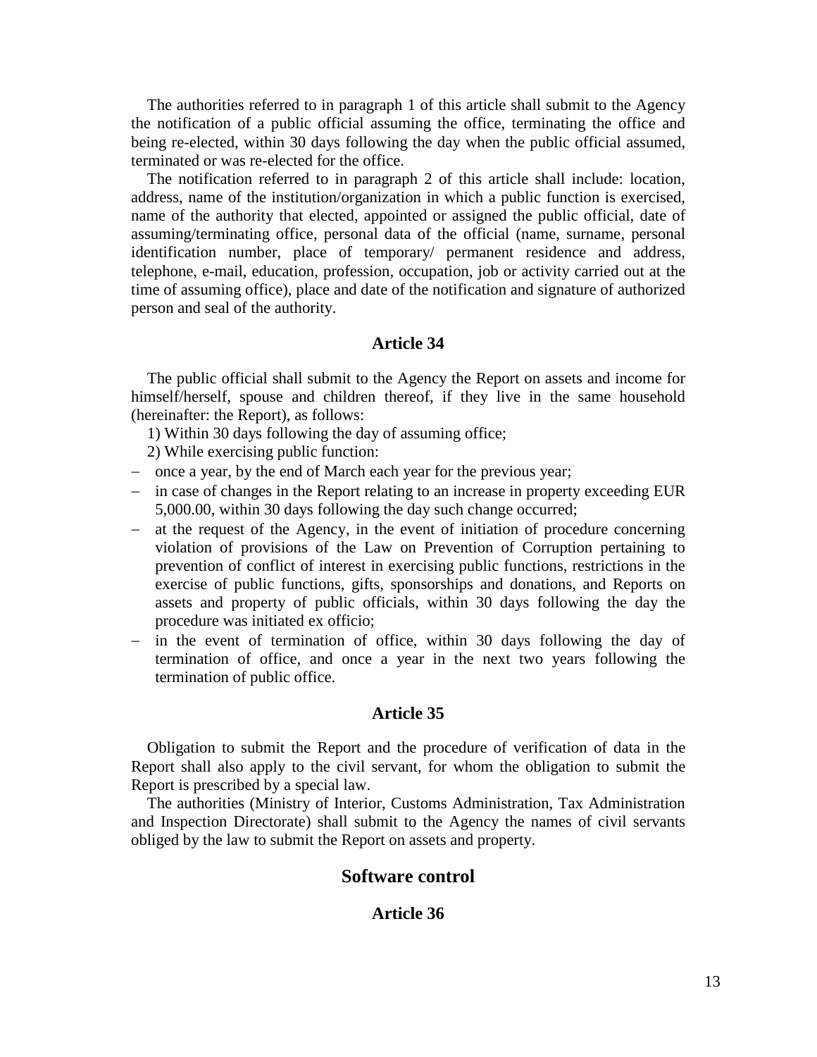The authorities referred to in paragraph 1 of this article shall submit to the Agency the notification of a public official assuming the office, terminating the office and being re-elected, within 30 days following the day when the public official assumed, terminated or was re-elected for the office.

The notification referred to in paragraph 2 of this article shall include: location, address, name of the institution/organization in which a public function is exercised, name of the authority that elected, appointed or assigned the public official, date of assuming/terminating office, personal data of the official (name, surname, personal identification number, place of temporary/ permanent residence and address, telephone, e-mail, education, profession, occupation, job or activity carried out at the time of assuming office), place and date of the notification and signature of authorized person and seal of the authority.

### Article 34

The public official shall submit to the Agency the Report on assets and income for himself/herself, spouse and children thereof, if they live in the same household (hereinafter: the Report), as follows:

1) Within 30 days following the day of assuming office;

2) While exercising public function:

- once a year, by the end of March each year for the previous year;
- in case of changes in the Report relating to an increase in property exceeding EUR 5,000.00, within 30 days following the day such change occurred;
- at the request of the Agency, in the event of initiation of procedure concerning violation of provisions of the Law on Prevention of Corruption pertaining to prevention of conflict of interest in exercising public functions, restrictions in the exercise of public functions, gifts, sponsorships and donations, and Reports on assets and property of public officials, within 30 days following the day the procedure was initiated ex officio;
- in the event of termination of office, within 30 days following the day of termination of office, and once a year in the next two years following the termination of public office.

### Article 35

Obligation to submit the Report and the procedure of verification of data in the Report shall also apply to the civil servant, for whom the obligation to submit the Report is prescribed by a special law.

The authorities (Ministry of Interior, Customs Administration, Tax Administration and Inspection Directorate) shall submit to the Agency the names of civil servants obliged by the law to submit the Report on assets and property.

## Software control

### Article 36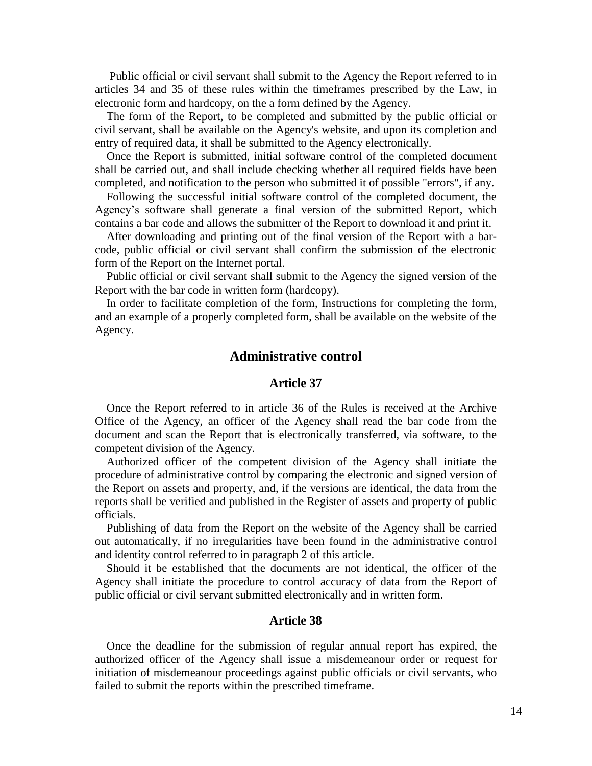Public official or civil servant shall submit to the Agency the Report referred to in articles 34 and 35 of these rules within the timeframes prescribed by the Law, in electronic form and hardcopy, on the a form defined by the Agency.

The form of the Report, to be completed and submitted by the public official or civil servant, shall be available on the Agency's website, and upon its completion and entry of required data, it shall be submitted to the Agency electronically.

Once the Report is submitted, initial software control of the completed document shall be carried out, and shall include checking whether all required fields have been completed, and notification to the person who submitted it of possible "errors", if any.

Following the successful initial software control of the completed document, the Agency’s software shall generate a final version of the submitted Report, which contains a bar code and allows the submitter of the Report to download it and print it.

After downloading and printing out of the final version of the Report with a bar-code, public official or civil servant shall confirm the submission of the electronic form of the Report on the Internet portal.

Public official or civil servant shall submit to the Agency the signed version of the Report with the bar code in written form (hardcopy).

In order to facilitate completion of the form, Instructions for completing the form, and an example of a properly completed form, shall be available on the website of the Agency.

## Administrative control

### Article 37

Once the Report referred to in article 36 of the Rules is received at the Archive Office of the Agency, an officer of the Agency shall read the bar code from the document and scan the Report that is electronically transferred, via software, to the competent division of the Agency.

Authorized officer of the competent division of the Agency shall initiate the procedure of administrative control by comparing the electronic and signed version of the Report on assets and property, and, if the versions are identical, the data from the reports shall be verified and published in the Register of assets and property of public officials.

Publishing of data from the Report on the website of the Agency shall be carried out automatically, if no irregularities have been found in the administrative control and identity control referred to in paragraph 2 of this article.

Should it be established that the documents are not identical, the officer of the Agency shall initiate the procedure to control accuracy of data from the Report of public official or civil servant submitted electronically and in written form.

### Article 38

Once the deadline for the submission of regular annual report has expired, the authorized officer of the Agency shall issue a misdemeanour order or request for initiation of misdemeanour proceedings against public officials or civil servants, who failed to submit the reports within the prescribed timeframe.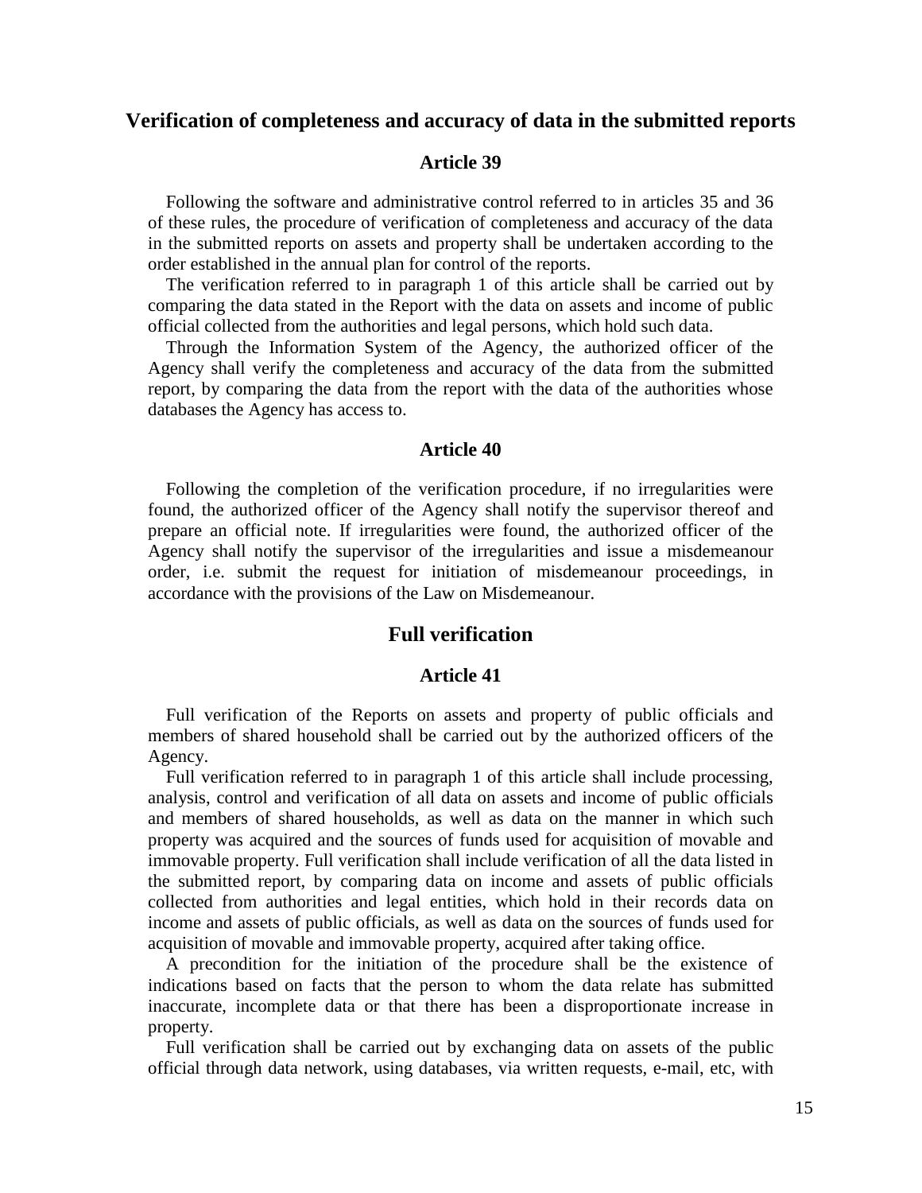## Verification of completeness and accuracy of data in the submitted reports

### Article 39

Following the software and administrative control referred to in articles 35 and 36 of these rules, the procedure of verification of completeness and accuracy of the data in the submitted reports on assets and property shall be undertaken according to the order established in the annual plan for control of the reports.

The verification referred to in paragraph 1 of this article shall be carried out by comparing the data stated in the Report with the data on assets and income of public official collected from the authorities and legal persons, which hold such data.

Through the Information System of the Agency, the authorized officer of the Agency shall verify the completeness and accuracy of the data from the submitted report, by comparing the data from the report with the data of the authorities whose databases the Agency has access to.

### Article 40

Following the completion of the verification procedure, if no irregularities were found, the authorized officer of the Agency shall notify the supervisor thereof and prepare an official note. If irregularities were found, the authorized officer of the Agency shall notify the supervisor of the irregularities and issue a misdemeanour order, i.e. submit the request for initiation of misdemeanour proceedings, in accordance with the provisions of the Law on Misdemeanour.

## Full verification

### Article 41

Full verification of the Reports on assets and property of public officials and members of shared household shall be carried out by the authorized officers of the Agency.

Full verification referred to in paragraph 1 of this article shall include processing, analysis, control and verification of all data on assets and income of public officials and members of shared households, as well as data on the manner in which such property was acquired and the sources of funds used for acquisition of movable and immovable property. Full verification shall include verification of all the data listed in the submitted report, by comparing data on income and assets of public officials collected from authorities and legal entities, which hold in their records data on income and assets of public officials, as well as data on the sources of funds used for acquisition of movable and immovable property, acquired after taking office.

A precondition for the initiation of the procedure shall be the existence of indications based on facts that the person to whom the data relate has submitted inaccurate, incomplete data or that there has been a disproportionate increase in property.

Full verification shall be carried out by exchanging data on assets of the public official through data network, using databases, via written requests, e-mail, etc, with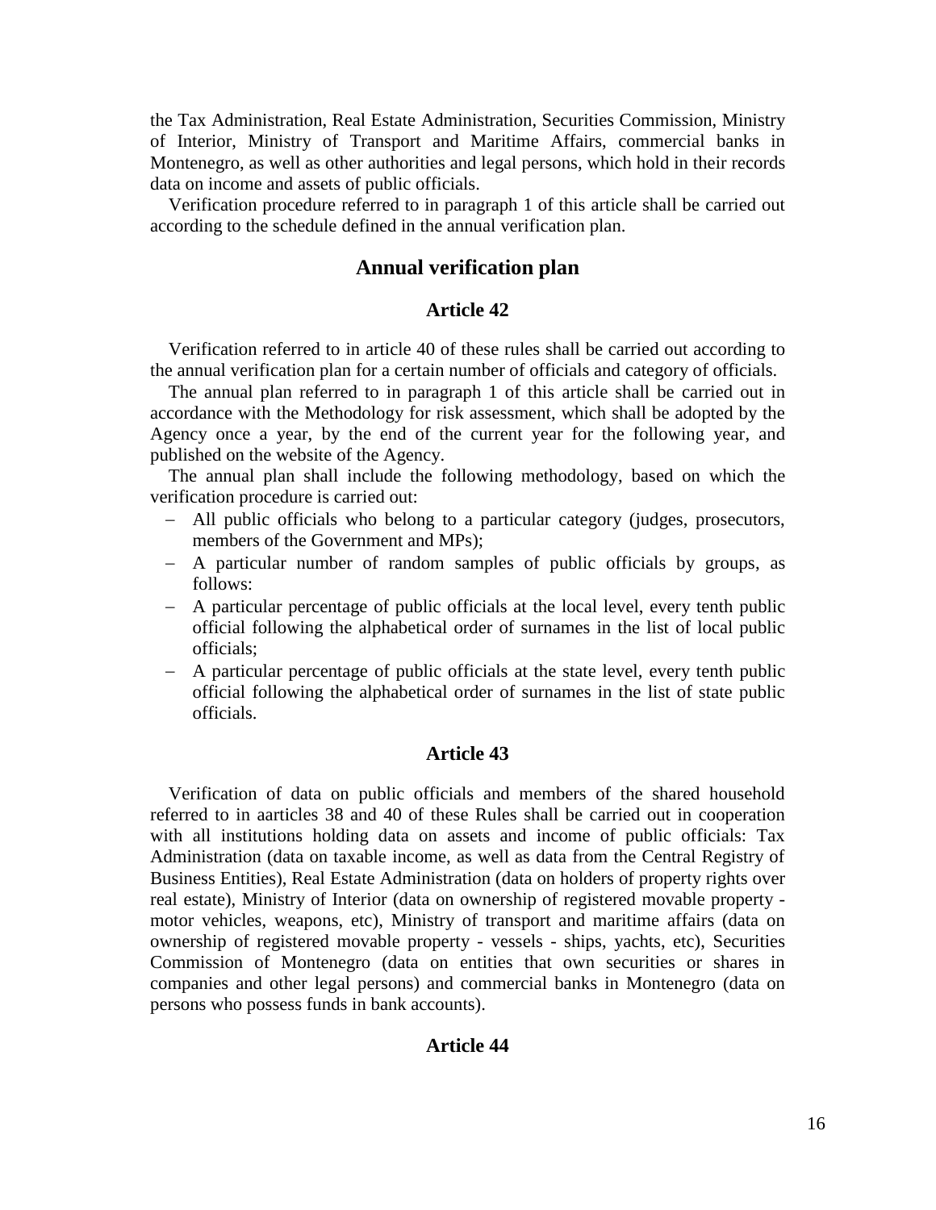the Tax Administration, Real Estate Administration, Securities Commission, Ministry of Interior, Ministry of Transport and Maritime Affairs, commercial banks in Montenegro, as well as other authorities and legal persons, which hold in their records data on income and assets of public officials.

Verification procedure referred to in paragraph 1 of this article shall be carried out according to the schedule defined in the annual verification plan.

## Annual verification plan

### Article 42

Verification referred to in article 40 of these rules shall be carried out according to the annual verification plan for a certain number of officials and category of officials.

The annual plan referred to in paragraph 1 of this article shall be carried out in accordance with the Methodology for risk assessment, which shall be adopted by the Agency once a year, by the end of the current year for the following year, and published on the website of the Agency.

The annual plan shall include the following methodology, based on which the verification procedure is carried out:

- All public officials who belong to a particular category (judges, prosecutors, members of the Government and MPs);
- A particular number of random samples of public officials by groups, as follows:
- A particular percentage of public officials at the local level, every tenth public official following the alphabetical order of surnames in the list of local public officials;
- A particular percentage of public officials at the state level, every tenth public official following the alphabetical order of surnames in the list of state public officials.

### Article 43

Verification of data on public officials and members of the shared household referred to in aarticles 38 and 40 of these Rules shall be carried out in cooperation with all institutions holding data on assets and income of public officials: Tax Administration (data on taxable income, as well as data from the Central Registry of Business Entities), Real Estate Administration (data on holders of property rights over real estate), Ministry of Interior (data on ownership of registered movable property - motor vehicles, weapons, etc), Ministry of transport and maritime affairs (data on ownership of registered movable property - vessels - ships, yachts, etc), Securities Commission of Montenegro (data on entities that own securities or shares in companies and other legal persons) and commercial banks in Montenegro (data on persons who possess funds in bank accounts).

### Article 44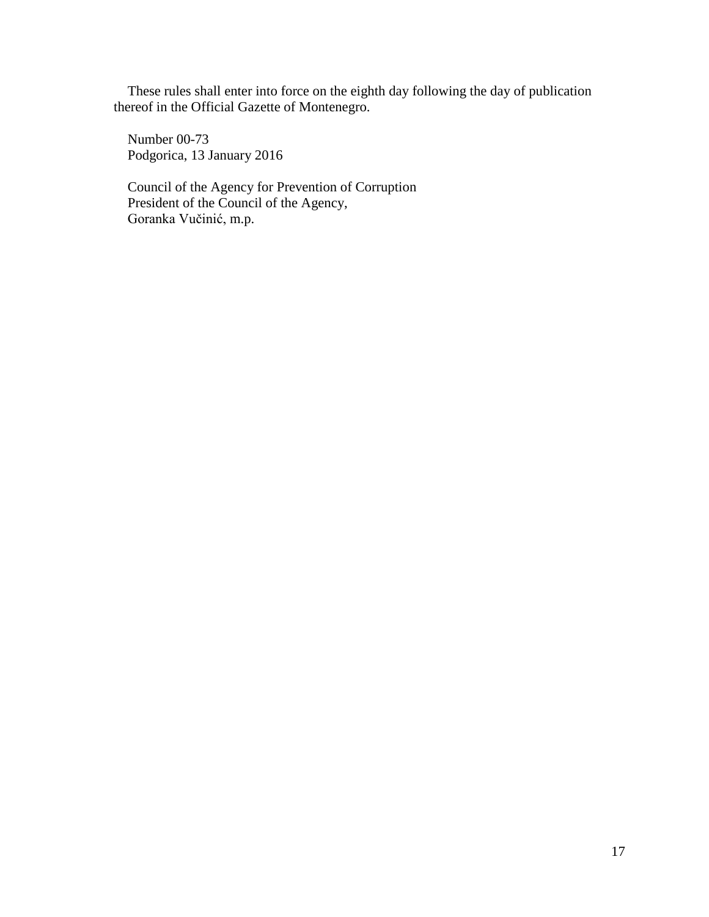These rules shall enter into force on the eighth day following the day of publication thereof in the Official Gazette of Montenegro.

Number 00-73
Podgorica, 13 January 2016

Council of the Agency for Prevention of Corruption
President of the Council of the Agency,
Goranka Vučinić, m.p.